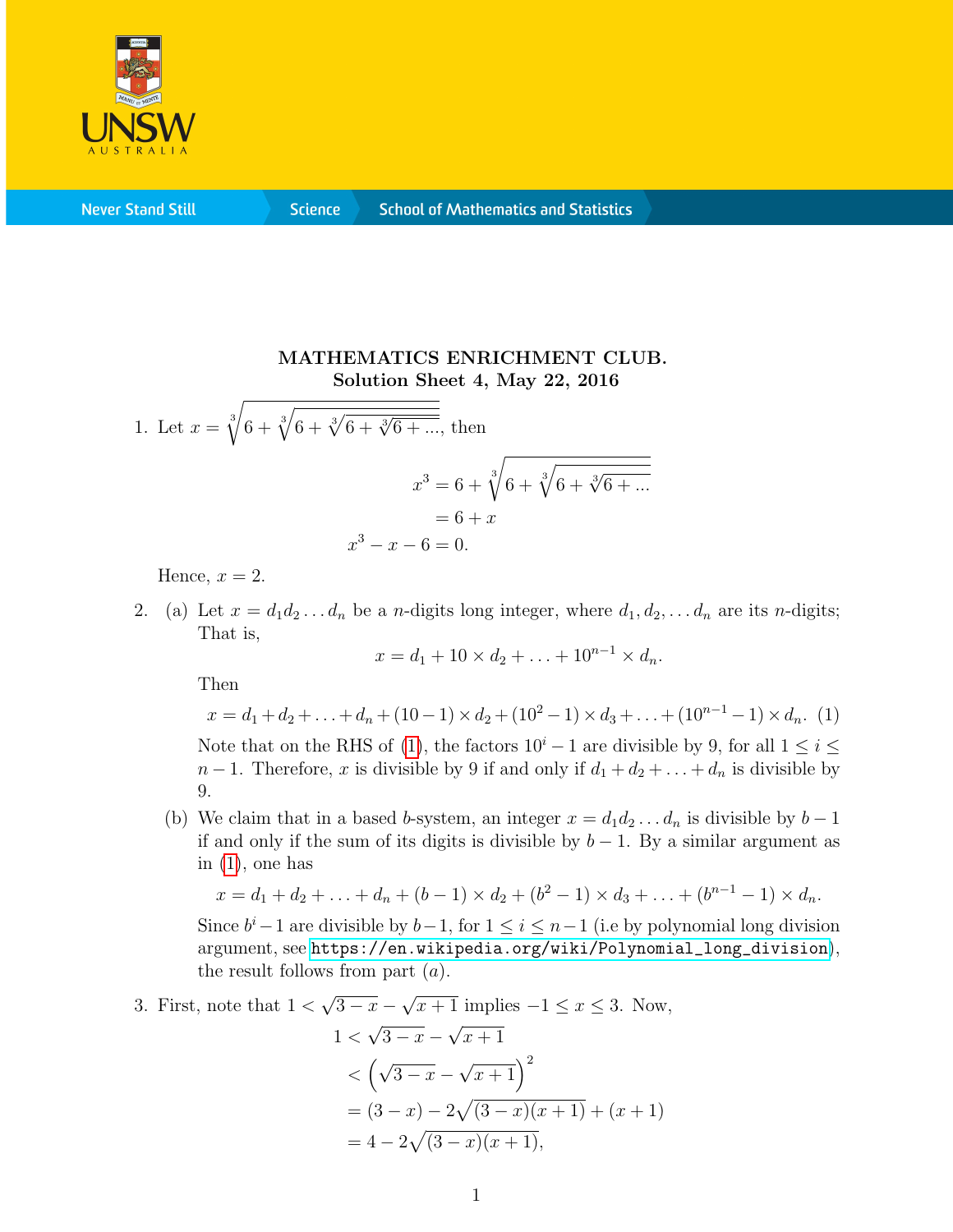**MATHEMATICS ENRICHMENT CLUB.**
**Solution Sheet 4, May 22, 2016**

1. Let $x = \sqrt[3]{6 + \sqrt[3]{6 + \sqrt[3]{6 + \sqrt[3]{6 + \ldots}}}}$, then

$$
\begin{aligned}
x^3 &= 6 + \sqrt[3]{6 + \sqrt[3]{6 + \sqrt[3]{6 + \ldots}}} \\
&= 6 + x \\
x^3 - x - 6 &= 0.
\end{aligned}
$$

Hence, $x = 2$.

2. (a) Let $x = d_1 d_2 \ldots d_n$ be a $n$-digits long integer, where $d_1, d_2, \ldots d_n$ are its $n$-digits; That is,

$$x = d_1 + 10 \times d_2 + \ldots + 10^{n-1} \times d_n.$$

Then

$$x = d_1 + d_2 + \ldots + d_n + (10 - 1) \times d_2 + (10^2 - 1) \times d_3 + \ldots + (10^{n-1} - 1) \times d_n. \quad (1)$$

Note that on the RHS of (1), the factors $10^i - 1$ are divisible by 9, for all $1 \le i \le n - 1$. Therefore, $x$ is divisible by 9 if and only if $d_1 + d_2 + \ldots + d_n$ is divisible by 9.

(b) We claim that in a based $b$-system, an integer $x = d_1 d_2 \ldots d_n$ is divisible by $b - 1$ if and only if the sum of its digits is divisible by $b - 1$. By a similar argument as in (1), one has

$$x = d_1 + d_2 + \ldots + d_n + (b - 1) \times d_2 + (b^2 - 1) \times d_3 + \ldots + (b^{n-1} - 1) \times d_n.$$

Since $b^i - 1$ are divisible by $b - 1$, for $1 \le i \le n - 1$ (i.e by polynomial long division argument, see https://en.wikipedia.org/wiki/Polynomial_long_division), the result follows from part $(a)$.

3. First, note that $1 < \sqrt{3 - x} - \sqrt{x + 1}$ implies $-1 \le x \le 3$. Now,

$$
\begin{aligned}
1 &< \sqrt{3 - x} - \sqrt{x + 1} \\
&< \left(\sqrt{3 - x} - \sqrt{x + 1}\right)^2 \\
&= (3 - x) - 2\sqrt{(3 - x)(x + 1)} + (x + 1) \\
&= 4 - 2\sqrt{(3 - x)(x + 1)},
\end{aligned}
$$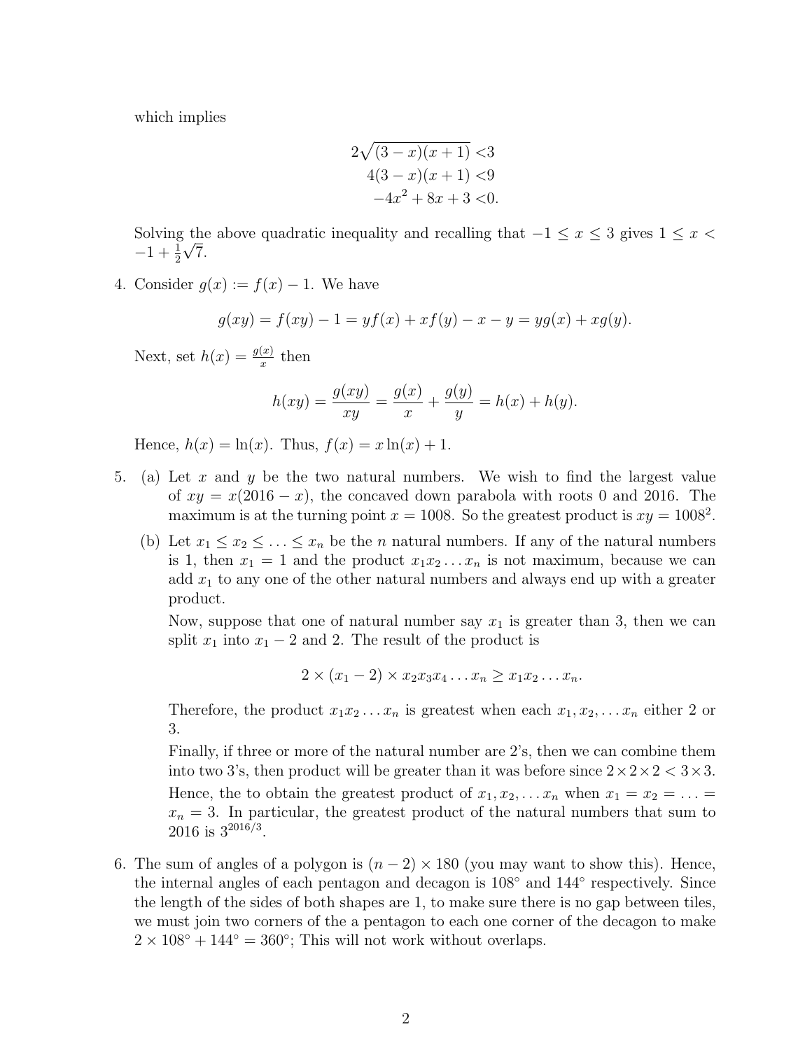which implies

$$
\begin{aligned}
2\sqrt{(3-x)(x+1)} &< 3 \\
4(3-x)(x+1) &< 9 \\
-4x^2+8x+3 &< 0.
\end{aligned}
$$

Solving the above quadratic inequality and recalling that $-1 \leq x \leq 3$ gives $1 \leq x < -1 + \frac{1}{2}\sqrt{7}$.

4. Consider $g(x) := f(x) - 1$. We have

$$
g(xy) = f(xy) - 1 = yf(x) + xf(y) - x - y = yg(x) + xg(y).
$$

Next, set $h(x) = \frac{g(x)}{x}$ then

$$
h(xy) = \frac{g(xy)}{xy} = \frac{g(x)}{x} + \frac{g(y)}{y} = h(x) + h(y).
$$

Hence, $h(x) = \ln(x)$. Thus, $f(x) = x\ln(x) + 1$.

5. (a) Let $x$ and $y$ be the two natural numbers. We wish to find the largest value of $xy = x(2016 - x)$, the concaved down parabola with roots 0 and 2016. The maximum is at the turning point $x = 1008$. So the greatest product is $xy = 1008^2$.

   (b) Let $x_1 \leq x_2 \leq \ldots \leq x_n$ be the $n$ natural numbers. If any of the natural numbers is 1, then $x_1 = 1$ and the product $x_1 x_2 \ldots x_n$ is not maximum, because we can add $x_1$ to any one of the other natural numbers and always end up with a greater product.

   Now, suppose that one of natural number say $x_1$ is greater than 3, then we can split $x_1$ into $x_1 - 2$ and 2. The result of the product is

$$
2 \times (x_1 - 2) \times x_2 x_3 x_4 \ldots x_n \geq x_1 x_2 \ldots x_n.
$$

   Therefore, the product $x_1 x_2 \ldots x_n$ is greatest when each $x_1, x_2, \ldots x_n$ either 2 or 3.

   Finally, if three or more of the natural number are 2's, then we can combine them into two 3's, then product will be greater than it was before since $2 \times 2 \times 2 < 3 \times 3$. Hence, the to obtain the greatest product of $x_1, x_2, \ldots x_n$ when $x_1 = x_2 = \ldots = x_n = 3$. In particular, the greatest product of the natural numbers that sum to 2016 is $3^{2016/3}$.

6. The sum of angles of a polygon is $(n-2) \times 180$ (you may want to show this). Hence, the internal angles of each pentagon and decagon is $108°$ and $144°$ respectively. Since the length of the sides of both shapes are 1, to make sure there is no gap between tiles, we must join two corners of the a pentagon to each one corner of the decagon to make $2 \times 108° + 144° = 360°$; This will not work without overlaps.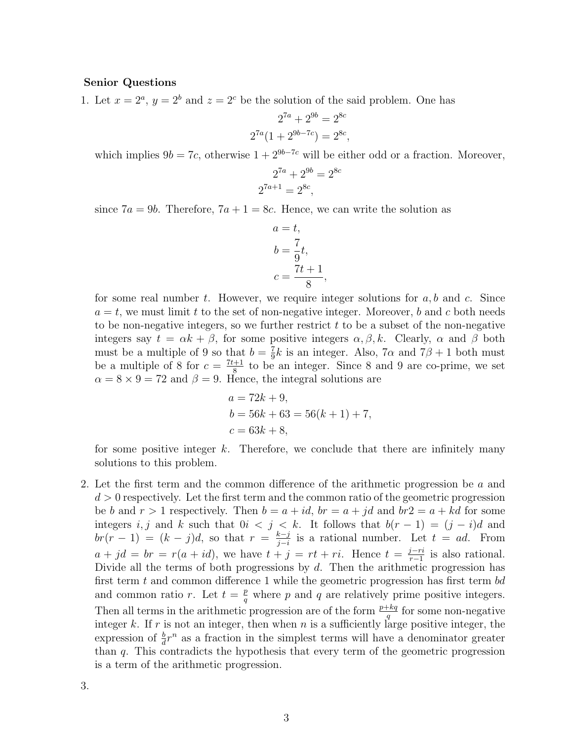**Senior Questions**

1. Let $x = 2^a$, $y = 2^b$ and $z = 2^c$ be the solution of the said problem. One has

$$2^{7a} + 2^{9b} = 2^{8c}$$
$$2^{7a}(1 + 2^{9b-7c}) = 2^{8c},$$

which implies $9b = 7c$, otherwise $1 + 2^{9b-7c}$ will be either odd or a fraction. Moreover,

$$2^{7a} + 2^{9b} = 2^{8c}$$
$$2^{7a+1} = 2^{8c},$$

since $7a = 9b$. Therefore, $7a + 1 = 8c$. Hence, we can write the solution as

$$a = t,$$
$$b = \frac{7}{9}t,$$
$$c = \frac{7t+1}{8},$$

for some real number $t$. However, we require integer solutions for $a, b$ and $c$. Since $a = t$, we must limit $t$ to the set of non-negative integer. Moreover, $b$ and $c$ both needs to be non-negative integers, so we further restrict $t$ to be a subset of the non-negative integers say $t = \alpha k + \beta$, for some positive integers $\alpha, \beta, k$. Clearly, $\alpha$ and $\beta$ both must be a multiple of 9 so that $b = \frac{7}{9}k$ is an integer. Also, $7\alpha$ and $7\beta + 1$ both must be a multiple of 8 for $c = \frac{7t+1}{8}$ to be an integer. Since 8 and 9 are co-prime, we set $\alpha = 8 \times 9 = 72$ and $\beta = 9$. Hence, the integral solutions are

$$a = 72k + 9,$$
$$b = 56k + 63 = 56(k + 1) + 7,$$
$$c = 63k + 8,$$

for some positive integer $k$. Therefore, we conclude that there are infinitely many solutions to this problem.

2. Let the first term and the common difference of the arithmetic progression be $a$ and $d > 0$ respectively. Let the first term and the common ratio of the geometric progression be $b$ and $r > 1$ respectively. Then $b = a + id$, $br = a + jd$ and $br2 = a + kd$ for some integers $i, j$ and $k$ such that $0i < j < k$. It follows that $b(r - 1) = (j - i)d$ and $br(r - 1) = (k - j)d$, so that $r = \frac{k-j}{j-i}$ is a rational number. Let $t = ad$. From $a + jd = br = r(a + id)$, we have $t + j = rt + ri$. Hence $t = \frac{j-ri}{r-1}$ is also rational. Divide all the terms of both progressions by $d$. Then the arithmetic progression has first term $t$ and common difference 1 while the geometric progression has first term $bd$ and common ratio $r$. Let $t = \frac{p}{q}$ where $p$ and $q$ are relatively prime positive integers. Then all terms in the arithmetic progression are of the form $\frac{p+kq}{q}$ for some non-negative integer $k$. If $r$ is not an integer, then when $n$ is a sufficiently large positive integer, the expression of $\frac{b}{d}r^n$ as a fraction in the simplest terms will have a denominator greater than $q$. This contradicts the hypothesis that every term of the geometric progression is a term of the arithmetic progression.

3.